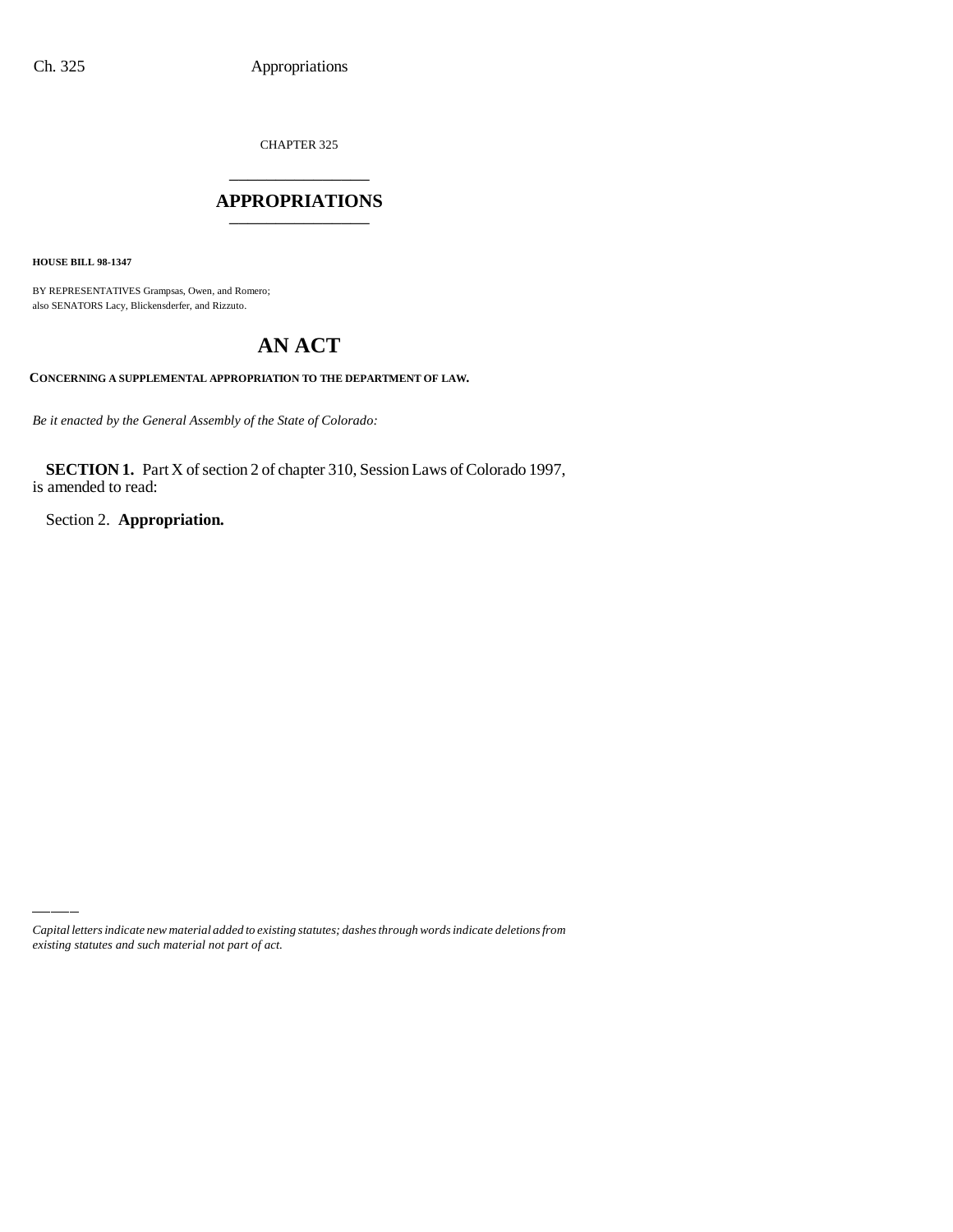CHAPTER 325

## APPROPRIATIONS

**HOUSE BILL 98-1347**

BY REPRESENTATIVES Grampsas, Owen, and Romero;
also SENATORS Lacy, Blickensderfer, and Rizzuto.

# AN ACT

**CONCERNING A SUPPLEMENTAL APPROPRIATION TO THE DEPARTMENT OF LAW.**

*Be it enacted by the General Assembly of the State of Colorado:*

**SECTION 1.** Part X of section 2 of chapter 310, Session Laws of Colorado 1997, is amended to read:

Section 2. **Appropriation.**

*Capital letters indicate new material added to existing statutes; dashes through words indicate deletions from existing statutes and such material not part of act.*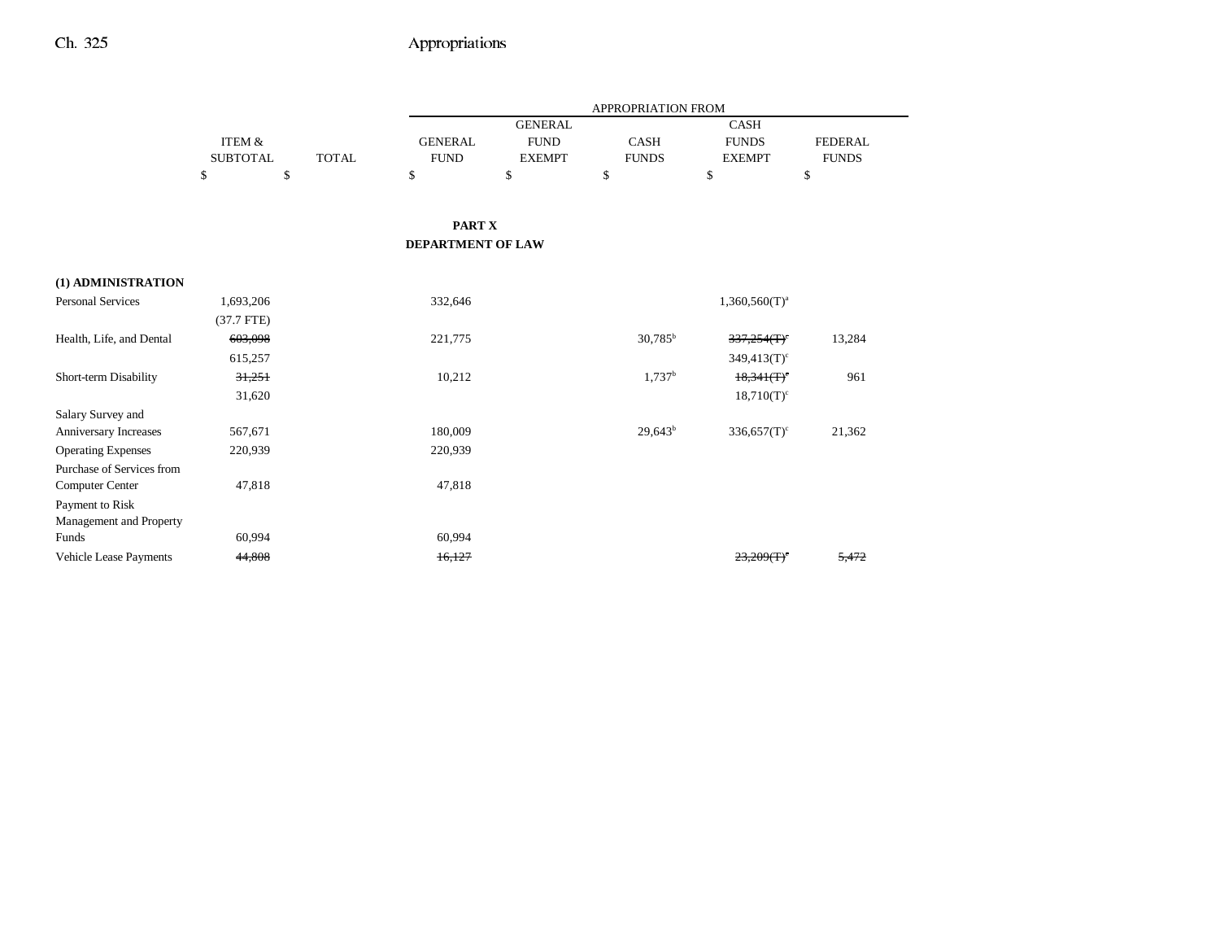| | ITEM & SUBTOTAL | TOTAL | APPROPRIATION FROM GENERAL FUND | GENERAL FUND EXEMPT | CASH FUNDS | CASH FUNDS EXEMPT | FEDERAL FUNDS |
|---|---|---|---|---|---|---|---|
| | $ | $ | $ | $ | $ | $ | $ |

**PART X**
**DEPARTMENT OF LAW**

| | ITEM & SUBTOTAL | TOTAL | GENERAL FUND | GENERAL FUND EXEMPT | CASH FUNDS | CASH FUNDS EXEMPT | FEDERAL FUNDS |
|---|---|---|---|---|---|---|---|
| **(1) ADMINISTRATION** | | | | | | | |
| Personal Services | 1,693,206 | | 332,646 | | | 1,360,560(T)[a] | |
| | (37.7 FTE) | | | | | | |
| Health, Life, and Dental | ~~603,098~~ | | 221,775 | | 30,785[b] | ~~337,254(T)[c]~~ | 13,284 |
| | 615,257 | | | | | 349,413(T)[c] | |
| Short-term Disability | ~~31,251~~ | | 10,212 | | 1,737[b] | ~~18,341(T)[c]~~ | 961 |
| | 31,620 | | | | | 18,710(T)[c] | |
| Salary Survey and Anniversary Increases | 567,671 | | 180,009 | | 29,643[b] | 336,657(T)[c] | 21,362 |
| Operating Expenses | 220,939 | | 220,939 | | | | |
| Purchase of Services from Computer Center | 47,818 | | 47,818 | | | | |
| Payment to Risk Management and Property Funds | 60,994 | | 60,994 | | | | |
| Vehicle Lease Payments | ~~44,808~~ | | ~~16,127~~ | | | ~~23,209(T)[c]~~ | ~~5,472~~ |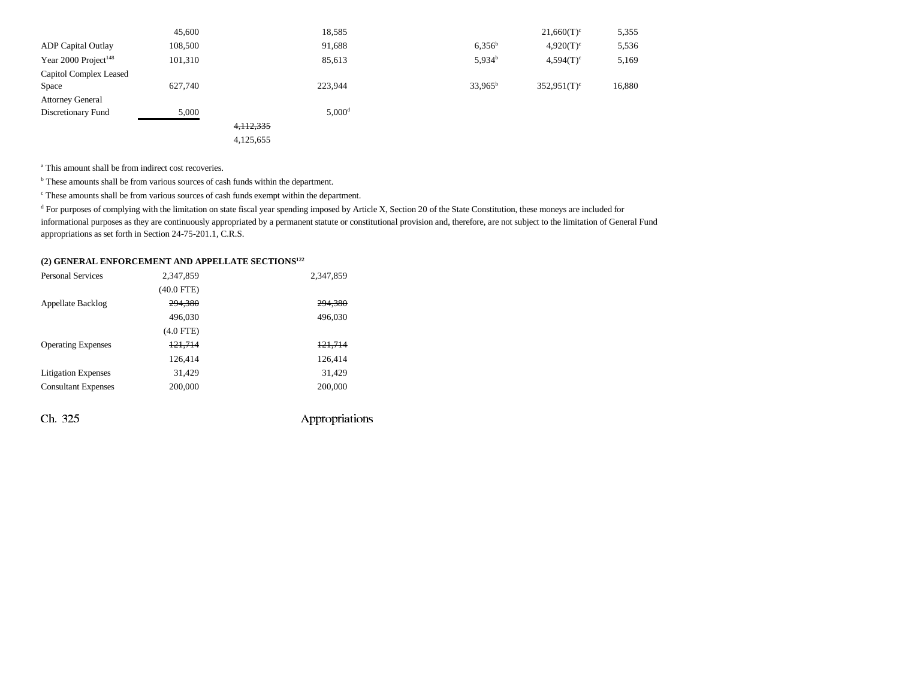| | | | | | | | |
|---|---|---|---|---|---|---|---|
| | 45,600 | | 18,585 | | | 21,660(T)[c] | 5,355 |
| ADP Capital Outlay | 108,500 | | 91,688 | | 6,356[b] | 4,920(T)[c] | 5,536 |
| Year 2000 Project[148] | 101,310 | | 85,613 | | 5,934[b] | 4,594(T)[c] | 5,169 |
| Capitol Complex Leased Space | 627,740 | | 223,944 | | 33,965[b] | 352,951(T)[c] | 16,880 |
| Attorney General Discretionary Fund | 5,000 | | 5,000[d] | | | | |
| | | ~~4,112,335~~ | | | | | |
| | | 4,125,655 | | | | | |

[a] This amount shall be from indirect cost recoveries.

[b] These amounts shall be from various sources of cash funds within the department.

[c] These amounts shall be from various sources of cash funds exempt within the department.

[d] For purposes of complying with the limitation on state fiscal year spending imposed by Article X, Section 20 of the State Constitution, these moneys are included for informational purposes as they are continuously appropriated by a permanent statute or constitutional provision and, therefore, are not subject to the limitation of General Fund appropriations as set forth in Section 24-75-201.1, C.R.S.

**(2) GENERAL ENFORCEMENT AND APPELLATE SECTIONS[122]**

| | | |
|---|---|---|
| Personal Services | 2,347,859 | 2,347,859 |
| | (40.0 FTE) | |
| Appellate Backlog | ~~294,380~~ | ~~294,380~~ |
| | 496,030 | 496,030 |
| | (4.0 FTE) | |
| Operating Expenses | ~~121,714~~ | ~~121,714~~ |
| | 126,414 | 126,414 |
| Litigation Expenses | 31,429 | 31,429 |
| Consultant Expenses | 200,000 | 200,000 |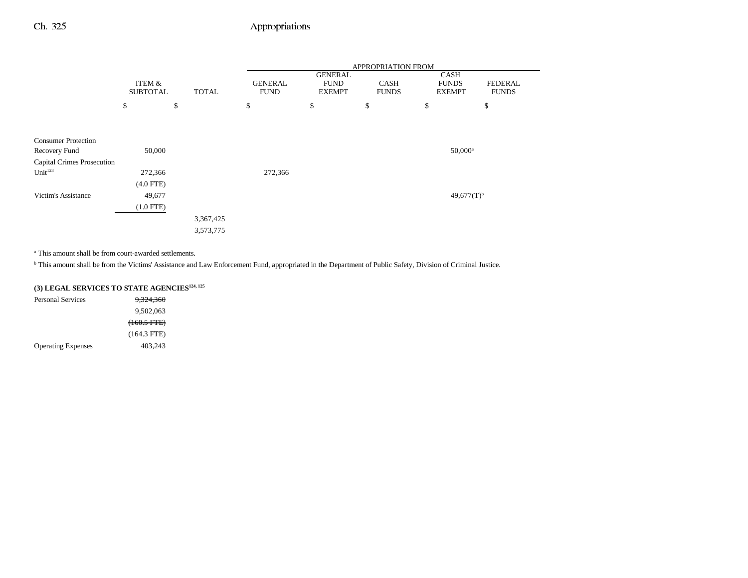| | ITEM & SUBTOTAL | TOTAL | APPROPRIATION FROM GENERAL FUND | GENERAL FUND EXEMPT | CASH FUNDS | CASH FUNDS EXEMPT | FEDERAL FUNDS |
|---|---|---|---|---|---|---|---|
| | $ | $ | $ | $ | $ | $ | $ |
| Consumer Protection Recovery Fund | 50,000 | | | | | 50,000[a] | |
| Capital Crimes Prosecution Unit[123] | 272,366 | | 272,366 | | | | |
| | (4.0 FTE) | | | | | | |
| Victim's Assistance | 49,677 | | | | | 49,677(T)[b] | |
| | (1.0 FTE) | | | | | | |
| | | ~~3,367,425~~ | | | | | |
| | | 3,573,775 | | | | | |

[a] This amount shall be from court-awarded settlements.

[b] This amount shall be from the Victims' Assistance and Law Enforcement Fund, appropriated in the Department of Public Safety, Division of Criminal Justice.

**(3) LEGAL SERVICES TO STATE AGENCIES[124, 125]**

| | ITEM & SUBTOTAL |
|---|---|
| Personal Services | ~~9,324,360~~ |
| | 9,502,063 |
| | ~~(160.5 FTE)~~ |
| | (164.3 FTE) |
| Operating Expenses | ~~403,243~~ |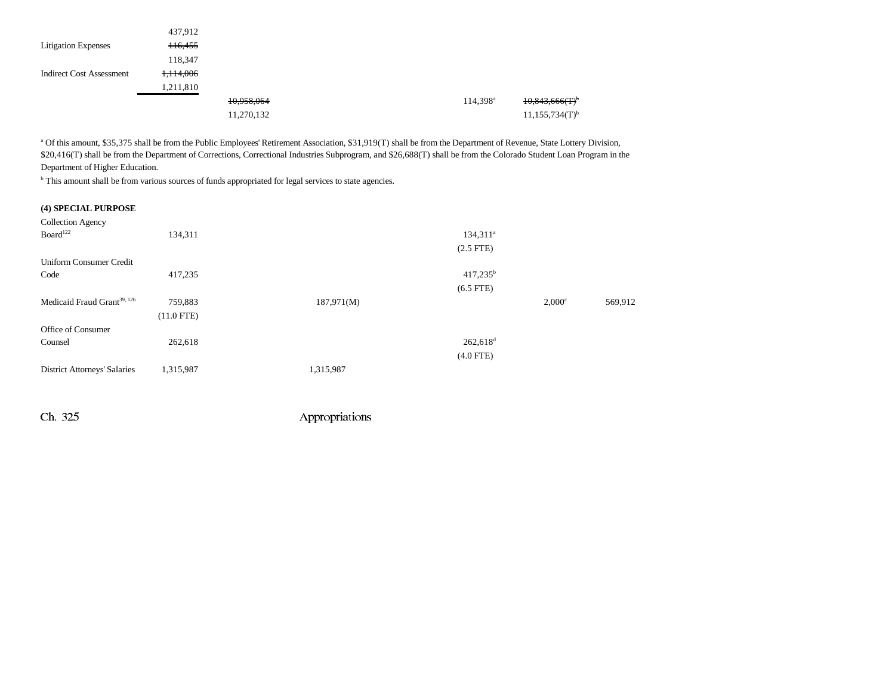| | | | | | | | |
|---|---|---|---|---|---|---|---|
| | 437,912 | | | | | | |
| Litigation Expenses | ~~116,455~~ | | | | | | |
| | 118,347 | | | | | | |
| Indirect Cost Assessment | ~~1,114,006~~ | | | | | | |
| | 1,211,810 | | | | | | |
| | | ~~10,958,064~~ | | | 114,398[a] | ~~10,843,666(T)[b]~~ | |
| | | 11,270,132 | | | | 11,155,734(T)[b] | |

[a] Of this amount, $35,375 shall be from the Public Employees' Retirement Association, $31,919(T) shall be from the Department of Revenue, State Lottery Division, $20,416(T) shall be from the Department of Corrections, Correctional Industries Subprogram, and $26,688(T) shall be from the Colorado Student Loan Program in the Department of Higher Education.

[b] This amount shall be from various sources of funds appropriated for legal services to state agencies.

**(4) SPECIAL PURPOSE**

| | | | | | | | |
|---|---|---|---|---|---|---|---|
| Collection Agency Board[122] | 134,311 | | | | 134,311[a] | | |
| | | | | | (2.5 FTE) | | |
| Uniform Consumer Credit Code | 417,235 | | | | 417,235[b] | | |
| | | | | | (6.5 FTE) | | |
| Medicaid Fraud Grant[39, 126] | 759,883 | | 187,971(M) | | | 2,000[c] | 569,912 |
| | (11.0 FTE) | | | | | | |
| Office of Consumer Counsel | 262,618 | | | | 262,618[d] | | |
| | | | | | (4.0 FTE) | | |
| District Attorneys' Salaries | 1,315,987 | | 1,315,987 | | | | |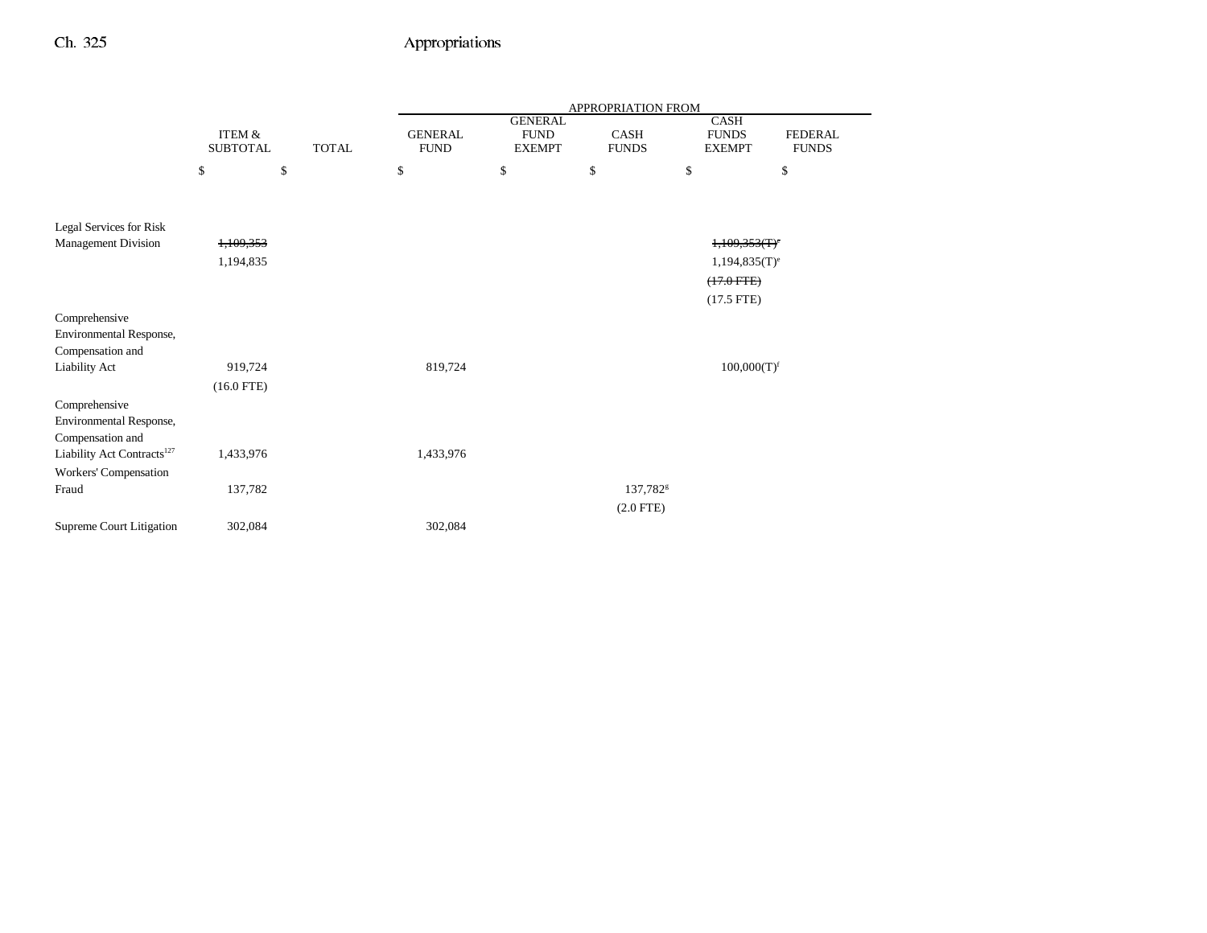| | ITEM & SUBTOTAL | TOTAL | APPROPRIATION FROM GENERAL FUND | GENERAL FUND EXEMPT | CASH FUNDS | CASH FUNDS EXEMPT | FEDERAL FUNDS |
|---|---|---|---|---|---|---|---|
| | $ | $ | $ | $ | $ | $ | $ |
| Legal Services for Risk Management Division | ~~1,109,353~~ | | | | | ~~1,109,353(T)[e]~~ | |
| | 1,194,835 | | | | | 1,194,835(T)[e] | |
| | | | | | | ~~(17.0 FTE)~~ | |
| | | | | | | (17.5 FTE) | |
| Comprehensive Environmental Response, Compensation and Liability Act | 919,724 | | 819,724 | | | 100,000(T)[f] | |
| | (16.0 FTE) | | | | | | |
| Comprehensive Environmental Response, Compensation and Liability Act Contracts[127] | 1,433,976 | | 1,433,976 | | | | |
| Workers' Compensation Fraud | 137,782 | | | | 137,782[g] | | |
| | | | | | (2.0 FTE) | | |
| Supreme Court Litigation | 302,084 | | 302,084 | | | | |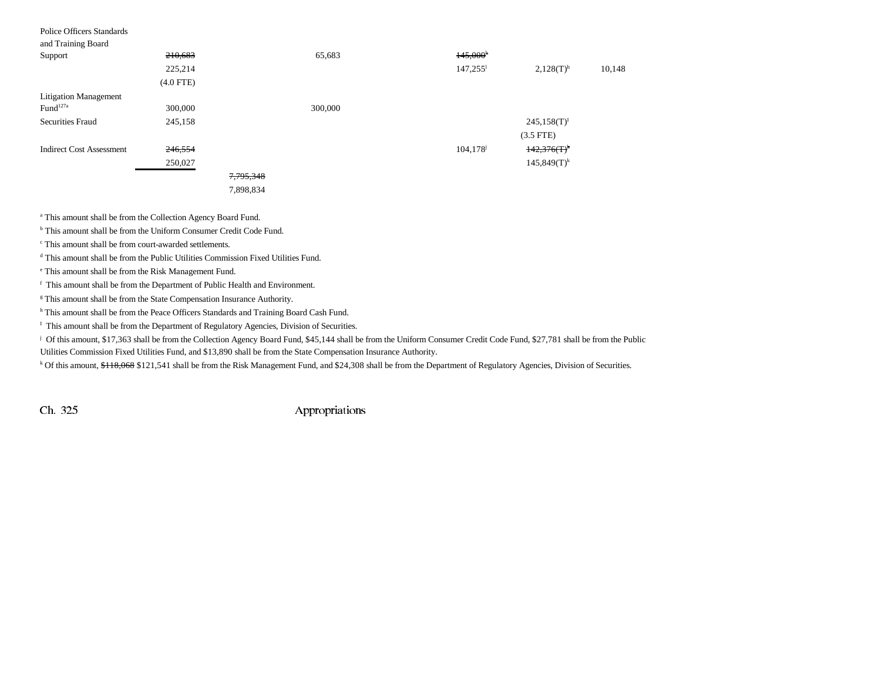| | | | | | | |
|---|---|---|---|---|---|---|
| Police Officers Standards and Training Board Support | ~~210,683~~ 225,214 (4.0 FTE) | | 65,683 | ~~145,000~~[h] 147,255[l] | 2,128(T)[h] | 10,148 |
| Litigation Management Fund[127a] | 300,000 | | 300,000 | | | |
| Securities Fraud | 245,158 | | | | 245,158(T)[i] (3.5 FTE) | |
| Indirect Cost Assessment | ~~246,554~~ 250,027 | | | 104,178[j] | ~~142,376(T)~~[k] 145,849(T)[k] | |
| | | ~~7,795,348~~ 7,898,834 | | | | |

[a] This amount shall be from the Collection Agency Board Fund.

[b] This amount shall be from the Uniform Consumer Credit Code Fund.

[c] This amount shall be from court-awarded settlements.

[d] This amount shall be from the Public Utilities Commission Fixed Utilities Fund.

[e] This amount shall be from the Risk Management Fund.

[f] This amount shall be from the Department of Public Health and Environment.

[g] This amount shall be from the State Compensation Insurance Authority.

[h] This amount shall be from the Peace Officers Standards and Training Board Cash Fund.

[i] This amount shall be from the Department of Regulatory Agencies, Division of Securities.

[j] Of this amount, $17,363 shall be from the Collection Agency Board Fund, $45,144 shall be from the Uniform Consumer Credit Code Fund, $27,781 shall be from the Public Utilities Commission Fixed Utilities Fund, and $13,890 shall be from the State Compensation Insurance Authority.

[k] Of this amount, ~~$118,068~~ $121,541 shall be from the Risk Management Fund, and $24,308 shall be from the Department of Regulatory Agencies, Division of Securities.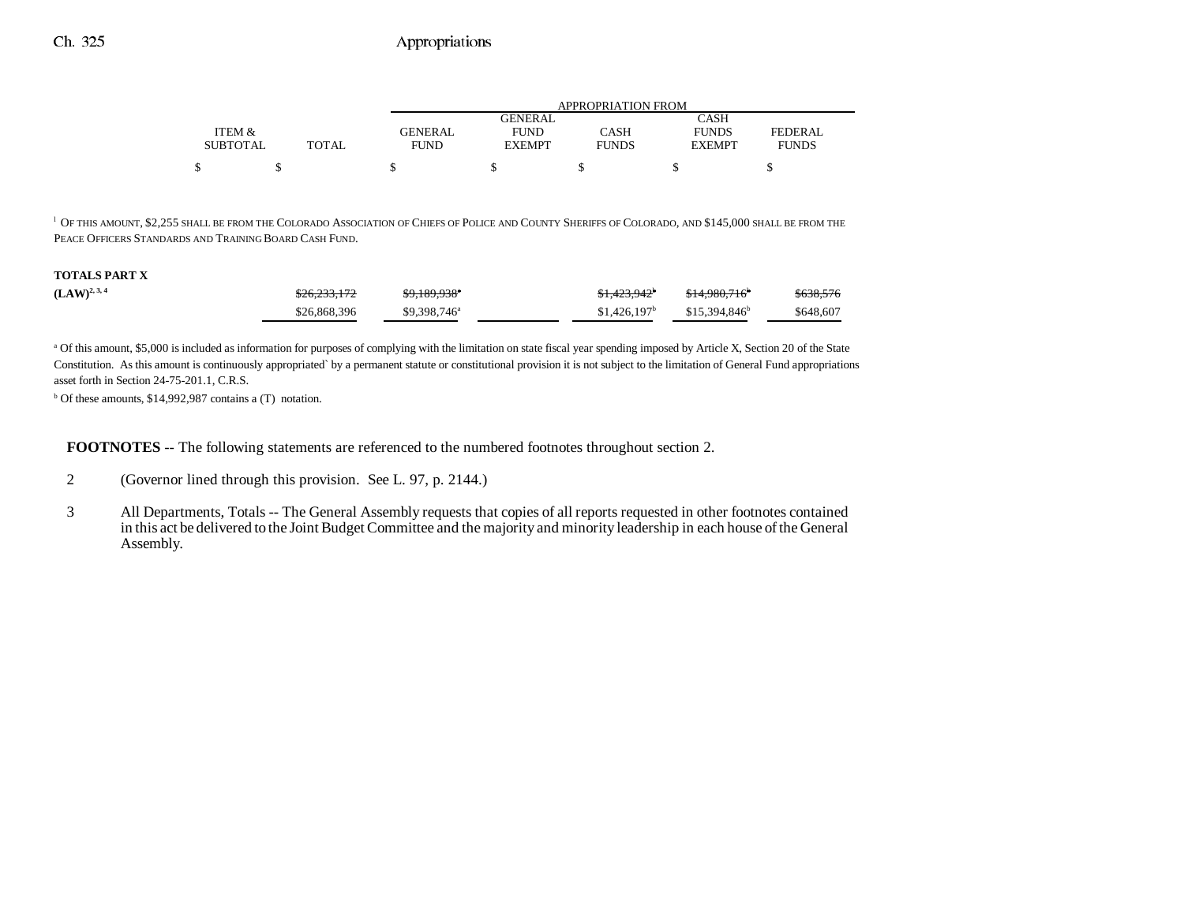| ITEM & SUBTOTAL | TOTAL | GENERAL FUND | GENERAL FUND EXEMPT | CASH FUNDS | CASH FUNDS EXEMPT | FEDERAL FUNDS |
|---|---|---|---|---|---|---|
| | | APPROPRIATION FROM | | | | |
| $ | $ | $ | $ | $ | $ | $ |

[1] OF THIS AMOUNT, $2,255 SHALL BE FROM THE COLORADO ASSOCIATION OF CHIEFS OF POLICE AND COUNTY SHERIFFS OF COLORADO, AND $145,000 SHALL BE FROM THE PEACE OFFICERS STANDARDS AND TRAINING BOARD CASH FUND.

| | ITEM & SUBTOTAL | TOTAL | GENERAL FUND | GENERAL FUND EXEMPT | CASH FUNDS | CASH FUNDS EXEMPT | FEDERAL FUNDS |
|---|---|---|---|---|---|---|---|
| **TOTALS PART X (LAW)**[2, 3, 4] | | ~~$26,233,172~~ | ~~$9,189,938~~[a] | | ~~$1,423,942~~[b] | ~~$14,980,716~~[b] | ~~$638,576~~ |
| | | $26,868,396 | $9,398,746[a] | | $1,426,197[b] | $15,394,846[b] | $648,607 |

[a] Of this amount, $5,000 is included as information for purposes of complying with the limitation on state fiscal year spending imposed by Article X, Section 20 of the State Constitution. As this amount is continuously appropriated` by a permanent statute or constitutional provision it is not subject to the limitation of General Fund appropriations asset forth in Section 24-75-201.1, C.R.S.

[b] Of these amounts, $14,992,987 contains a (T) notation.

**FOOTNOTES** -- The following statements are referenced to the numbered footnotes throughout section 2.

2 (Governor lined through this provision. See L. 97, p. 2144.)

3 All Departments, Totals -- The General Assembly requests that copies of all reports requested in other footnotes contained in this act be delivered to the Joint Budget Committee and the majority and minority leadership in each house of the General Assembly.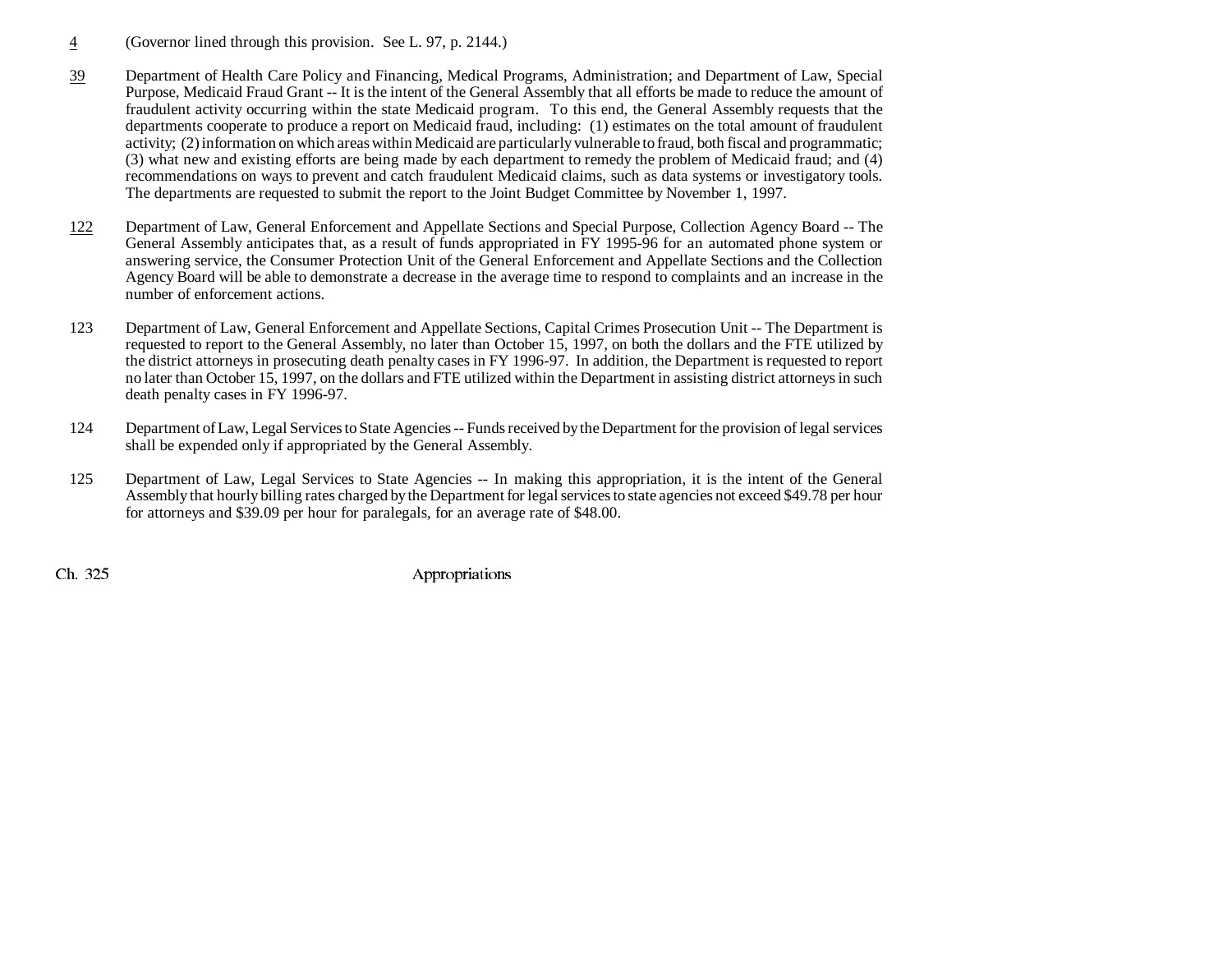4 (Governor lined through this provision. See L. 97, p. 2144.)

39 Department of Health Care Policy and Financing, Medical Programs, Administration; and Department of Law, Special Purpose, Medicaid Fraud Grant -- It is the intent of the General Assembly that all efforts be made to reduce the amount of fraudulent activity occurring within the state Medicaid program. To this end, the General Assembly requests that the departments cooperate to produce a report on Medicaid fraud, including: (1) estimates on the total amount of fraudulent activity; (2) information on which areas within Medicaid are particularly vulnerable to fraud, both fiscal and programmatic; (3) what new and existing efforts are being made by each department to remedy the problem of Medicaid fraud; and (4) recommendations on ways to prevent and catch fraudulent Medicaid claims, such as data systems or investigatory tools. The departments are requested to submit the report to the Joint Budget Committee by November 1, 1997.

122 Department of Law, General Enforcement and Appellate Sections and Special Purpose, Collection Agency Board -- The General Assembly anticipates that, as a result of funds appropriated in FY 1995-96 for an automated phone system or answering service, the Consumer Protection Unit of the General Enforcement and Appellate Sections and the Collection Agency Board will be able to demonstrate a decrease in the average time to respond to complaints and an increase in the number of enforcement actions.

123 Department of Law, General Enforcement and Appellate Sections, Capital Crimes Prosecution Unit -- The Department is requested to report to the General Assembly, no later than October 15, 1997, on both the dollars and the FTE utilized by the district attorneys in prosecuting death penalty cases in FY 1996-97. In addition, the Department is requested to report no later than October 15, 1997, on the dollars and FTE utilized within the Department in assisting district attorneys in such death penalty cases in FY 1996-97.

124 Department of Law, Legal Services to State Agencies -- Funds received by the Department for the provision of legal services shall be expended only if appropriated by the General Assembly.

125 Department of Law, Legal Services to State Agencies -- In making this appropriation, it is the intent of the General Assembly that hourly billing rates charged by the Department for legal services to state agencies not exceed $49.78 per hour for attorneys and $39.09 per hour for paralegals, for an average rate of $48.00.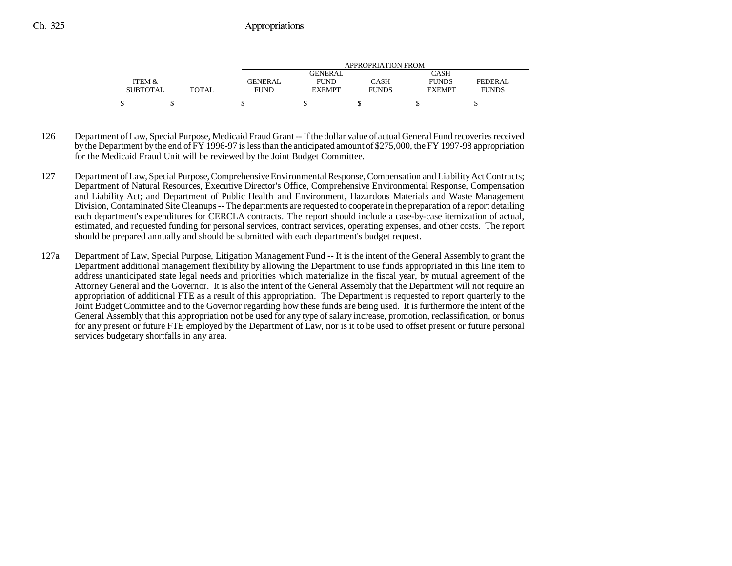| ITEM & SUBTOTAL | TOTAL | APPROPRIATION FROM GENERAL FUND | GENERAL FUND EXEMPT | CASH FUNDS | CASH FUNDS EXEMPT | FEDERAL FUNDS |
|---|---|---|---|---|---|---|
| $ | $ | $ | $ | $ | $ | $ |

126 Department of Law, Special Purpose, Medicaid Fraud Grant -- If the dollar value of actual General Fund recoveries received by the Department by the end of FY 1996-97 is less than the anticipated amount of $275,000, the FY 1997-98 appropriation for the Medicaid Fraud Unit will be reviewed by the Joint Budget Committee.

127 Department of Law, Special Purpose, Comprehensive Environmental Response, Compensation and Liability Act Contracts; Department of Natural Resources, Executive Director's Office, Comprehensive Environmental Response, Compensation and Liability Act; and Department of Public Health and Environment, Hazardous Materials and Waste Management Division, Contaminated Site Cleanups -- The departments are requested to cooperate in the preparation of a report detailing each department's expenditures for CERCLA contracts. The report should include a case-by-case itemization of actual, estimated, and requested funding for personal services, contract services, operating expenses, and other costs. The report should be prepared annually and should be submitted with each department's budget request.

127a Department of Law, Special Purpose, Litigation Management Fund -- It is the intent of the General Assembly to grant the Department additional management flexibility by allowing the Department to use funds appropriated in this line item to address unanticipated state legal needs and priorities which materialize in the fiscal year, by mutual agreement of the Attorney General and the Governor. It is also the intent of the General Assembly that the Department will not require an appropriation of additional FTE as a result of this appropriation. The Department is requested to report quarterly to the Joint Budget Committee and to the Governor regarding how these funds are being used. It is furthermore the intent of the General Assembly that this appropriation not be used for any type of salary increase, promotion, reclassification, or bonus for any present or future FTE employed by the Department of Law, nor is it to be used to offset present or future personal services budgetary shortfalls in any area.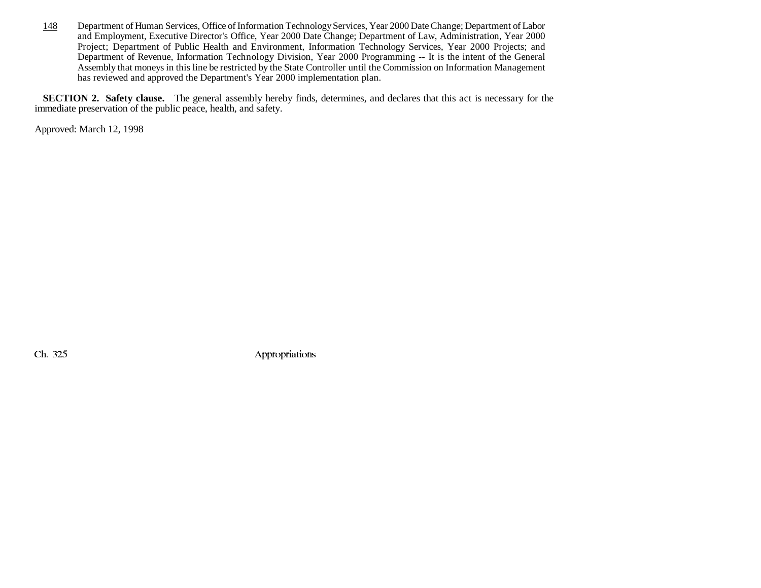148 Department of Human Services, Office of Information Technology Services, Year 2000 Date Change; Department of Labor and Employment, Executive Director's Office, Year 2000 Date Change; Department of Law, Administration, Year 2000 Project; Department of Public Health and Environment, Information Technology Services, Year 2000 Projects; and Department of Revenue, Information Technology Division, Year 2000 Programming -- It is the intent of the General Assembly that moneys in this line be restricted by the State Controller until the Commission on Information Management has reviewed and approved the Department's Year 2000 implementation plan.

**SECTION 2. Safety clause.** The general assembly hereby finds, determines, and declares that this act is necessary for the immediate preservation of the public peace, health, and safety.

Approved: March 12, 1998